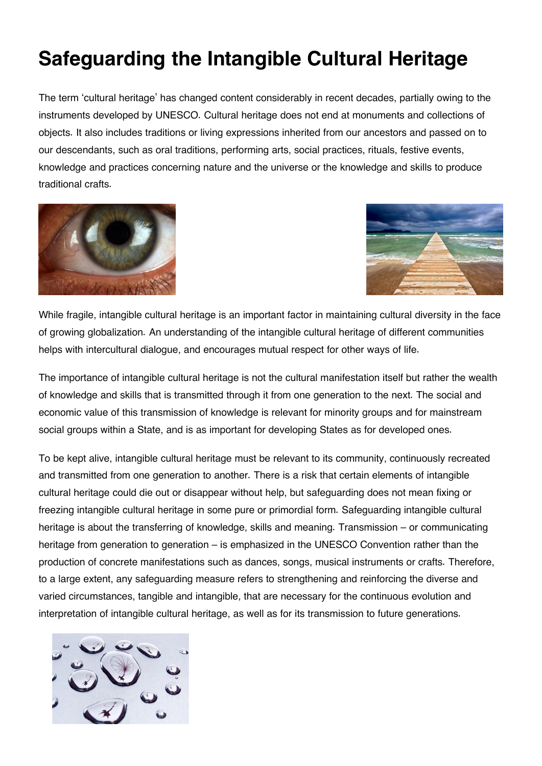# Safeguarding the Intangible Cultural Heritage

The term 'cultural heritage' has changed content considerably in recent decades, partially owing to the instruments developed by UNESCO. Cultural heritage does not end at monuments and collections of objects. It also includes traditions or living expressions inherited from our ancestors and passed on to our descendants, such as oral traditions, performing arts, social practices, rituals, festive events, knowledge and practices concerning nature and the universe or the knowledge and skills to produce traditional crafts.

While fragile, intangible cultural heritage is an important factor in maintaining cultural diversity in the face of growing globalization. An understanding of the intangible cultural heritage of different communities helps with intercultural dialogue, and encourages mutual respect for other ways of life.

The importance of intangible cultural heritage is not the cultural manifestation itself but rather the wealth of knowledge and skills that is transmitted through it from one generation to the next. The social and economic value of this transmission of knowledge is relevant for minority groups and for mainstream social groups within a State, and is as important for developing States as for developed ones.

To be kept alive, intangible cultural heritage must be relevant to its community, continuously recreated and transmitted from one generation to another. There is a risk that certain elements of intangible cultural heritage could die out or disappear without help, but safeguarding does not mean fixing or freezing intangible cultural heritage in some pure or primordial form. Safeguarding intangible cultural heritage is about the transferring of knowledge, skills and meaning. Transmission – or communicating heritage from generation to generation – is emphasized in the UNESCO Convention rather than the production of concrete manifestations such as dances, songs, musical instruments or crafts. Therefore, to a large extent, any safeguarding measure refers to strengthening and reinforcing the diverse and varied circumstances, tangible and intangible, that are necessary for the continuous evolution and interpretation of intangible cultural heritage, as well as for its transmission to future generations.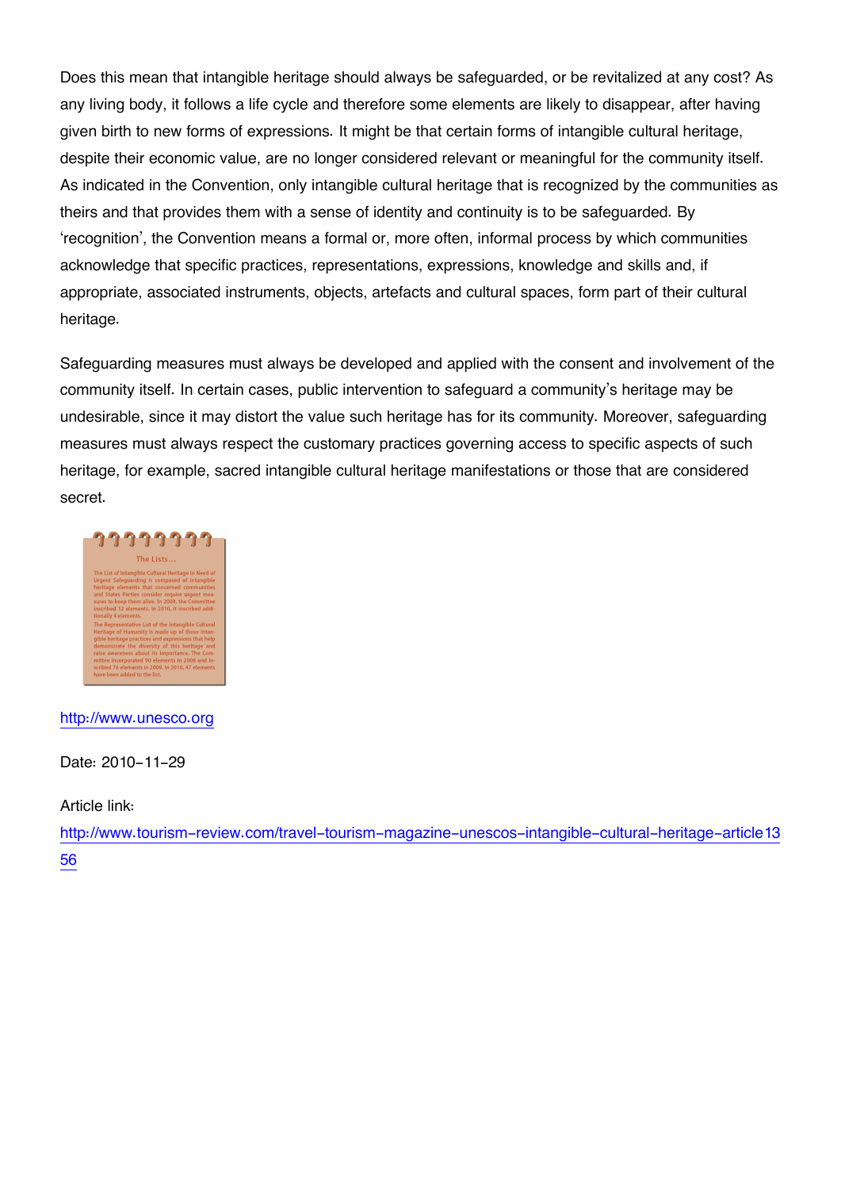Does this mean that intangible heritage should always be safeguarded, or be revitalized at any cost? As any living body, it follows a life cycle and therefore some elements are likely to disappear, after having given birth to new forms of expressions. It might be that certain forms of intangible cultural heritage, despite their economic value, are no longer considered relevant or meaningful for the community itself. As indicated in the Convention, only intangible cultural heritage that is recognized by the communities as theirs and that provides them with a sense of identity and continuity is to be safeguarded. By 'recognition', the Convention means a formal or, more often, informal process by which communities acknowledge that specific practices, representations, expressions, knowledge and skills and, if appropriate, associated instruments, objects, artefacts and cultural spaces, form part of their cultural heritage.

Safeguarding measures must always be developed and applied with the consent and involvement of the community itself. In certain cases, public intervention to safeguard a community's heritage may be undesirable, since it may distort the value such heritage has for its community. Moreover, safeguarding measures must always respect the customary practices governing access to specific aspects of such heritage, for example, sacred intangible cultural heritage manifestations or those that are considered secret.

The Lists...

The List of Intangible Cultural Heritage in Need of Urgent Safeguarding is composed of intangible heritage elements that concerned communities and States Parties consider require urgent measures to keep them alive. In 2009, the Committee inscribed 12 elements. In 2010, it inscribed additionally 4 elements.

The Representative List of the Intangible Cultural Heritage of Humanity is made up of those intangible heritage practices and expressions that help demonstrate the diversity of this heritage and raise awareness about its importance. The Committee incorporated 90 elements in 2008 and inscribed 76 elements in 2009. In 2010, 47 elements have been added to the list.

http://www.unesco.org

Date: 2010-11-29

Article link:
http://www.tourism-review.com/travel-tourism-magazine-unescos-intangible-cultural-heritage-article1356